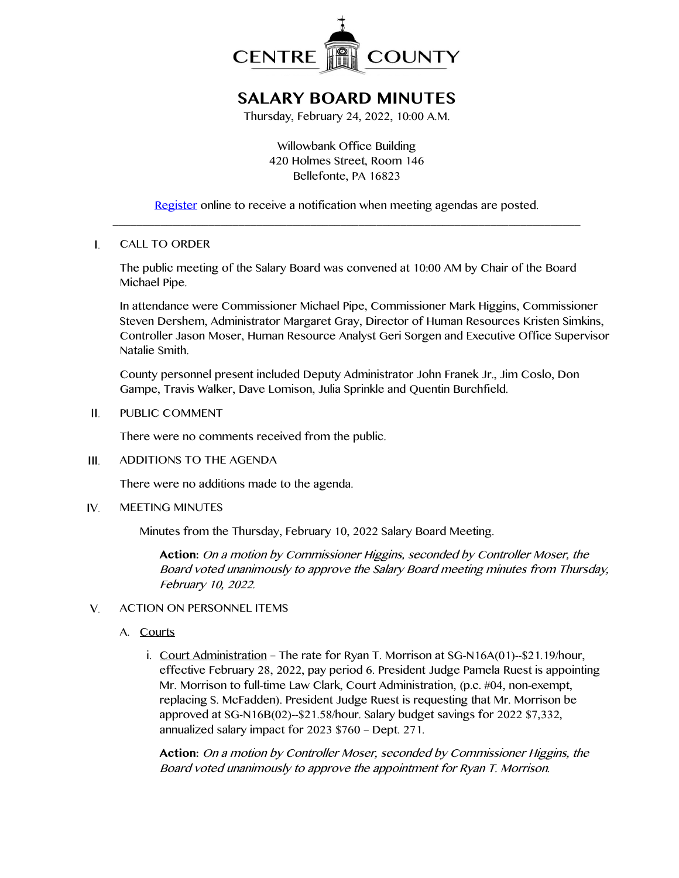# CENTRE COUNTY

# SALARY BOARD MINUTES

Thursday, February 24, 2022, 10:00 A.M.

Willowbank Office Building
420 Holmes Street, Room 146
Bellefonte, PA 16823

Register online to receive a notification when meeting agendas are posted.

---

## I. CALL TO ORDER

The public meeting of the Salary Board was convened at 10:00 AM by Chair of the Board Michael Pipe.

In attendance were Commissioner Michael Pipe, Commissioner Mark Higgins, Commissioner Steven Dershem, Administrator Margaret Gray, Director of Human Resources Kristen Simkins, Controller Jason Moser, Human Resource Analyst Geri Sorgen and Executive Office Supervisor Natalie Smith.

County personnel present included Deputy Administrator John Franek Jr., Jim Coslo, Don Gampe, Travis Walker, Dave Lomison, Julia Sprinkle and Quentin Burchfield.

## II. PUBLIC COMMENT

There were no comments received from the public.

## III. ADDITIONS TO THE AGENDA

There were no additions made to the agenda.

## IV. MEETING MINUTES

Minutes from the Thursday, February 10, 2022 Salary Board Meeting.

**Action:** *On a motion by Commissioner Higgins, seconded by Controller Moser, the Board voted unanimously to approve the Salary Board meeting minutes from Thursday, February 10, 2022.*

## V. ACTION ON PERSONNEL ITEMS

A. Courts

i. Court Administration – The rate for Ryan T. Morrison at SG-N16A(01)--$21.19/hour, effective February 28, 2022, pay period 6. President Judge Pamela Ruest is appointing Mr. Morrison to full-time Law Clark, Court Administration, (p.c. #04, non-exempt, replacing S. McFadden). President Judge Ruest is requesting that Mr. Morrison be approved at SG-N16B(02)--$21.58/hour. Salary budget savings for 2022 $7,332, annualized salary impact for 2023 $760 – Dept. 271.

**Action:** *On a motion by Controller Moser, seconded by Commissioner Higgins, the Board voted unanimously to approve the appointment for Ryan T. Morrison.*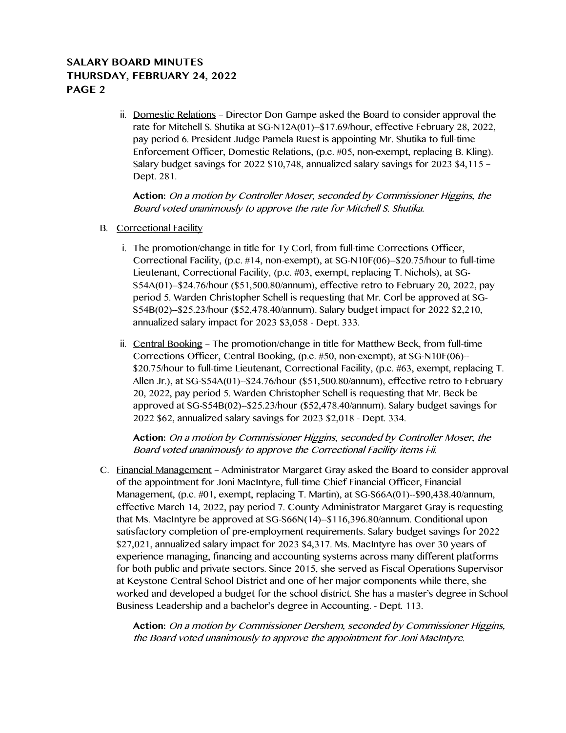ii. Domestic Relations – Director Don Gampe asked the Board to consider approval the rate for Mitchell S. Shutika at SG-N12A(01)--$17.69/hour, effective February 28, 2022, pay period 6. President Judge Pamela Ruest is appointing Mr. Shutika to full-time Enforcement Officer, Domestic Relations, (p.c. #05, non-exempt, replacing B. Kling). Salary budget savings for 2022 $10,748, annualized salary savings for 2023 $4,115 – Dept. 281.

**Action:** *On a motion by Controller Moser, seconded by Commissioner Higgins, the Board voted unanimously to approve the rate for Mitchell S. Shutika.*

B. Correctional Facility

i. The promotion/change in title for Ty Corl, from full-time Corrections Officer, Correctional Facility, (p.c. #14, non-exempt), at SG-N10F(06)--$20.75/hour to full-time Lieutenant, Correctional Facility, (p.c. #03, exempt, replacing T. Nichols), at SG-S54A(01)--$24.76/hour ($51,500.80/annum), effective retro to February 20, 2022, pay period 5. Warden Christopher Schell is requesting that Mr. Corl be approved at SG-S54B(02)--$25.23/hour ($52,478.40/annum). Salary budget impact for 2022 $2,210, annualized salary impact for 2023 $3,058 - Dept. 333.

ii. Central Booking – The promotion/change in title for Matthew Beck, from full-time Corrections Officer, Central Booking, (p.c. #50, non-exempt), at SG-N10F(06)--$20.75/hour to full-time Lieutenant, Correctional Facility, (p.c. #63, exempt, replacing T. Allen Jr.), at SG-S54A(01)--$24.76/hour ($51,500.80/annum), effective retro to February 20, 2022, pay period 5. Warden Christopher Schell is requesting that Mr. Beck be approved at SG-S54B(02)--$25.23/hour ($52,478.40/annum). Salary budget savings for 2022 $62, annualized salary savings for 2023 $2,018 - Dept. 334.

**Action:** *On a motion by Commissioner Higgins, seconded by Controller Moser, the Board voted unanimously to approve the Correctional Facility items i-ii.*

C. Financial Management – Administrator Margaret Gray asked the Board to consider approval of the appointment for Joni MacIntyre, full-time Chief Financial Officer, Financial Management, (p.c. #01, exempt, replacing T. Martin), at SG-S66A(01)--$90,438.40/annum, effective March 14, 2022, pay period 7. County Administrator Margaret Gray is requesting that Ms. MacIntyre be approved at SG-S66N(14)--$116,396.80/annum. Conditional upon satisfactory completion of pre-employment requirements. Salary budget savings for 2022 $27,021, annualized salary impact for 2023 $4,317. Ms. MacIntyre has over 30 years of experience managing, financing and accounting systems across many different platforms for both public and private sectors. Since 2015, she served as Fiscal Operations Supervisor at Keystone Central School District and one of her major components while there, she worked and developed a budget for the school district. She has a master's degree in School Business Leadership and a bachelor's degree in Accounting. - Dept. 113.

**Action:** *On a motion by Commissioner Dershem, seconded by Commissioner Higgins, the Board voted unanimously to approve the appointment for Joni MacIntyre.*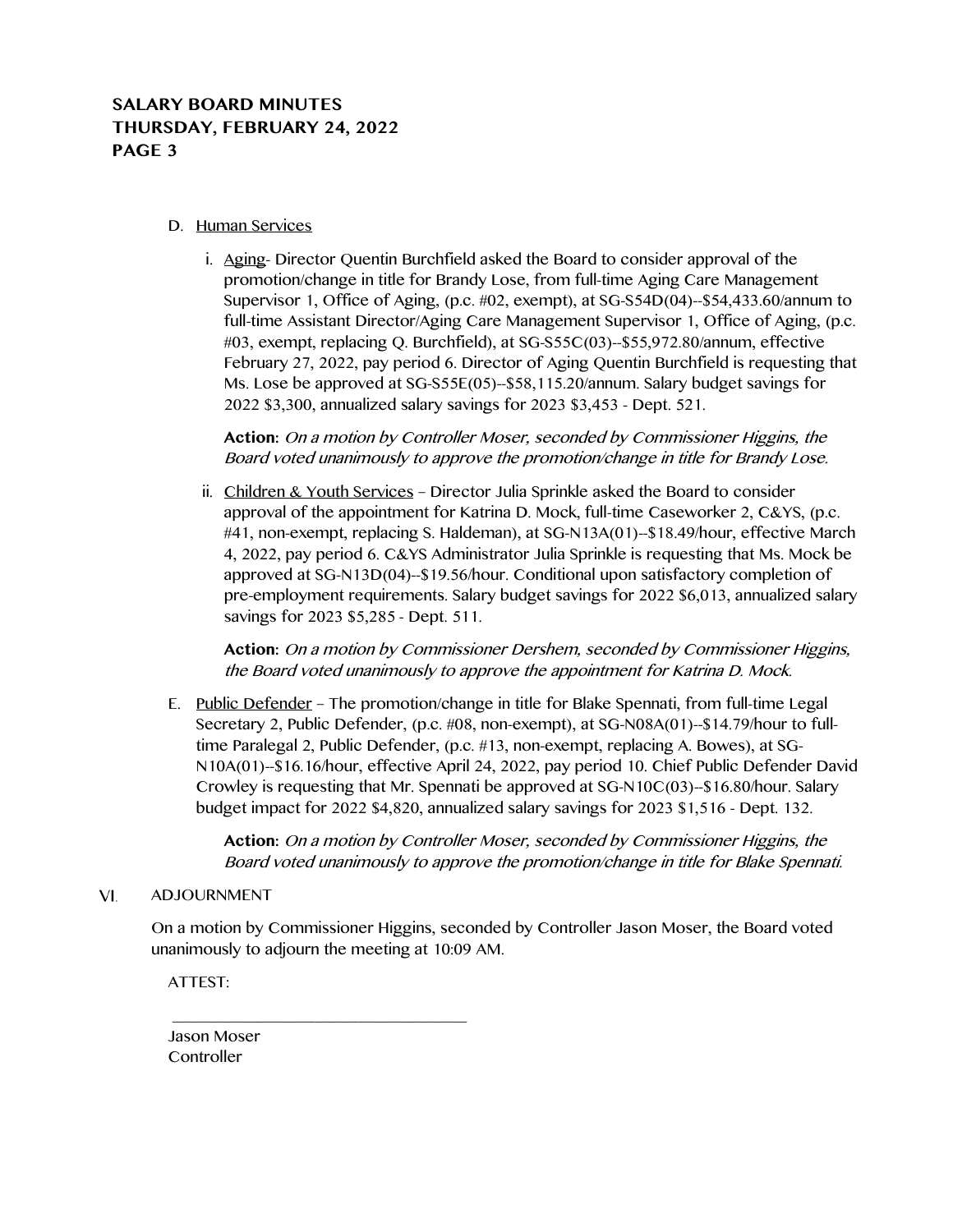D. Human Services

   i. Aging- Director Quentin Burchfield asked the Board to consider approval of the promotion/change in title for Brandy Lose, from full-time Aging Care Management Supervisor 1, Office of Aging, (p.c. #02, exempt), at SG-S54D(04)--$54,433.60/annum to full-time Assistant Director/Aging Care Management Supervisor 1, Office of Aging, (p.c. #03, exempt, replacing Q. Burchfield), at SG-S55C(03)--$55,972.80/annum, effective February 27, 2022, pay period 6. Director of Aging Quentin Burchfield is requesting that Ms. Lose be approved at SG-S55E(05)--$58,115.20/annum. Salary budget savings for 2022 $3,300, annualized salary savings for 2023 $3,453 - Dept. 521.

      **Action:** *On a motion by Controller Moser, seconded by Commissioner Higgins, the Board voted unanimously to approve the promotion/change in title for Brandy Lose.*

   ii. Children & Youth Services – Director Julia Sprinkle asked the Board to consider approval of the appointment for Katrina D. Mock, full-time Caseworker 2, C&YS, (p.c. #41, non-exempt, replacing S. Haldeman), at SG-N13A(01)--$18.49/hour, effective March 4, 2022, pay period 6. C&YS Administrator Julia Sprinkle is requesting that Ms. Mock be approved at SG-N13D(04)--$19.56/hour. Conditional upon satisfactory completion of pre-employment requirements. Salary budget savings for 2022 $6,013, annualized salary savings for 2023 $5,285 - Dept. 511.

      **Action:** *On a motion by Commissioner Dershem, seconded by Commissioner Higgins, the Board voted unanimously to approve the appointment for Katrina D. Mock.*

E. Public Defender – The promotion/change in title for Blake Spennati, from full-time Legal Secretary 2, Public Defender, (p.c. #08, non-exempt), at SG-N08A(01)--$14.79/hour to full-time Paralegal 2, Public Defender, (p.c. #13, non-exempt, replacing A. Bowes), at SG-N10A(01)--$16.16/hour, effective April 24, 2022, pay period 10. Chief Public Defender David Crowley is requesting that Mr. Spennati be approved at SG-N10C(03)--$16.80/hour. Salary budget impact for 2022 $4,820, annualized salary savings for 2023 $1,516 - Dept. 132.

   **Action:** *On a motion by Controller Moser, seconded by Commissioner Higgins, the Board voted unanimously to approve the promotion/change in title for Blake Spennati.*

VI. ADJOURNMENT

On a motion by Commissioner Higgins, seconded by Controller Jason Moser, the Board voted unanimously to adjourn the meeting at 10:09 AM.

ATTEST:

\_\_\_\_\_\_\_\_\_\_\_\_\_\_\_\_\_\_\_\_\_\_\_\_\_\_\_\_\_\_\_\_\_\_

Jason Moser
Controller